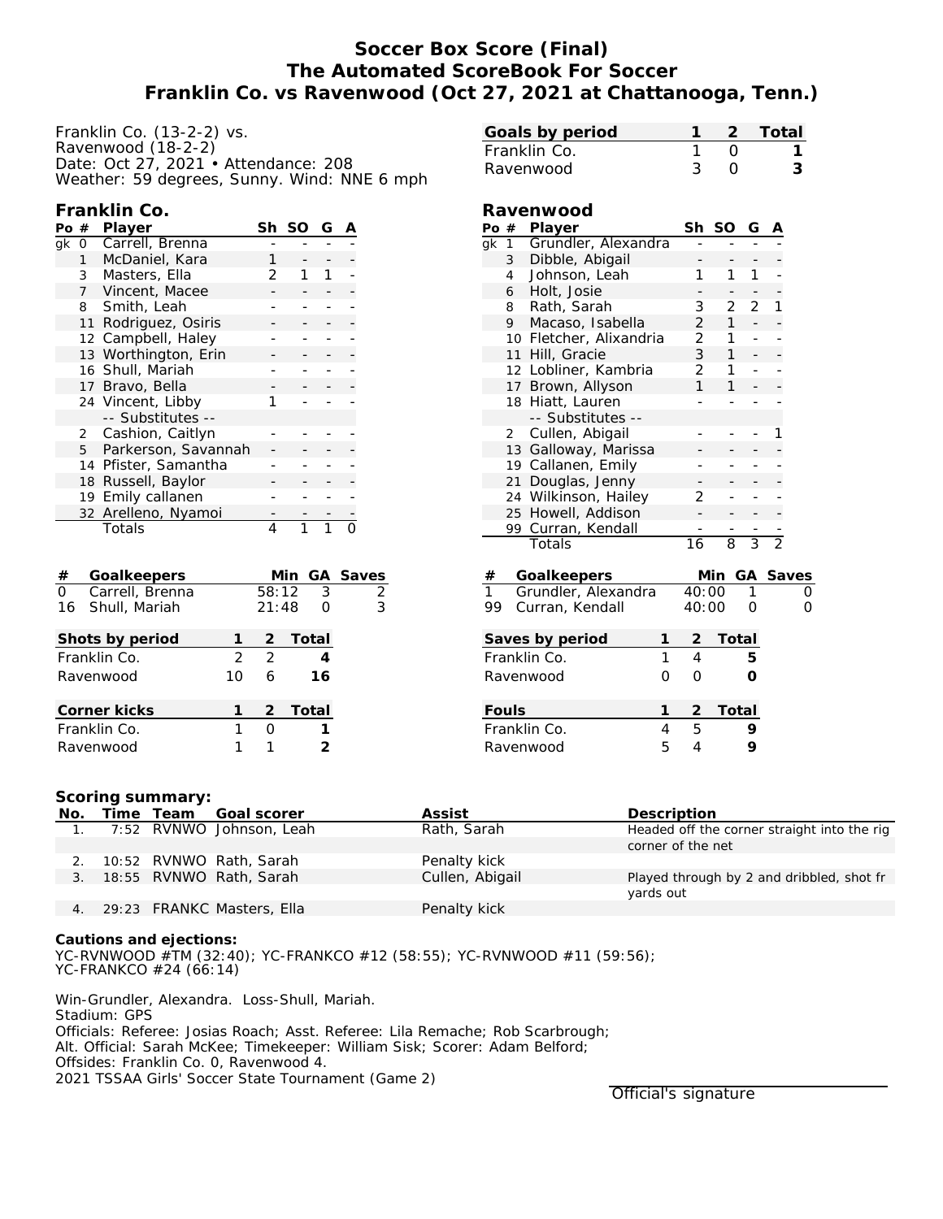# Soccer Box Score (Final)
## The Automated ScoreBook For Soccer
## Franklin Co. vs Ravenwood (Oct 27, 2021 at Chattanooga, Tenn.)

Franklin Co. (13-2-2) vs.
Ravenwood (18-2-2)
Date: Oct 27, 2021 • Attendance: 208
Weather: 59 degrees, Sunny. Wind: NNE 6 mph

| Goals by period | 1 | 2 | Total |
|---|---|---|---|
| Franklin Co. | 1 | 0 | 1 |
| Ravenwood | 3 | 0 | 3 |

### Franklin Co.

| Po | # | Player | Sh | SO | G | A |
|---|---|---|---|---|---|---|
| gk | 0 | Carrell, Brenna | - | - | - | - |
| | 1 | McDaniel, Kara | 1 | - | - | - |
| | 3 | Masters, Ella | 2 | 1 | 1 | - |
| | 7 | Vincent, Macee | - | - | - | - |
| | 8 | Smith, Leah | - | - | - | - |
| | 11 | Rodriguez, Osiris | - | - | - | - |
| | 12 | Campbell, Haley | - | - | - | - |
| | 13 | Worthington, Erin | - | - | - | - |
| | 16 | Shull, Mariah | - | - | - | - |
| | 17 | Bravo, Bella | - | - | - | - |
| | 24 | Vincent, Libby | 1 | - | - | - |
| | | -- Substitutes -- | | | | |
| | 2 | Cashion, Caitlyn | - | - | - | - |
| | 5 | Parkerson, Savannah | - | - | - | - |
| | 14 | Pfister, Samantha | - | - | - | - |
| | 18 | Russell, Baylor | - | - | - | - |
| | 19 | Emily callanen | - | - | - | - |
| | 32 | Arelleno, Nyamoi | - | - | - | - |
| | | Totals | 4 | 1 | 1 | 0 |

### Ravenwood

| Po | # | Player | Sh | SO | G | A |
|---|---|---|---|---|---|---|
| gk | 1 | Grundler, Alexandra | - | - | - | - |
| | 3 | Dibble, Abigail | - | - | - | - |
| | 4 | Johnson, Leah | 1 | 1 | 1 | - |
| | 6 | Holt, Josie | - | - | - | - |
| | 8 | Rath, Sarah | 3 | 2 | 2 | 1 |
| | 9 | Macaso, Isabella | 2 | 1 | - | - |
| | 10 | Fletcher, Alixandria | 2 | 1 | - | - |
| | 11 | Hill, Gracie | 3 | 1 | - | - |
| | 12 | Lobliner, Kambria | 2 | 1 | - | - |
| | 17 | Brown, Allyson | 1 | 1 | - | - |
| | 18 | Hiatt, Lauren | - | - | - | - |
| | | -- Substitutes -- | | | | |
| | 2 | Cullen, Abigail | - | - | - | 1 |
| | 13 | Galloway, Marissa | - | - | - | - |
| | 19 | Callanen, Emily | - | - | - | - |
| | 21 | Douglas, Jenny | - | - | - | - |
| | 24 | Wilkinson, Hailey | 2 | - | - | - |
| | 25 | Howell, Addison | - | - | - | - |
| | 99 | Curran, Kendall | - | - | - | - |
| | | Totals | 16 | 8 | 3 | 2 |

| # | Goalkeepers | Min | GA | Saves |
|---|---|---|---|---|
| 0 | Carrell, Brenna | 58:12 | 3 | 2 |
| 16 | Shull, Mariah | 21:48 | 0 | 3 |

| # | Goalkeepers | Min | GA | Saves |
|---|---|---|---|---|
| 1 | Grundler, Alexandra | 40:00 | 1 | 0 |
| 99 | Curran, Kendall | 40:00 | 0 | 0 |

| Shots by period | 1 | 2 | Total |
|---|---|---|---|
| Franklin Co. | 2 | 2 | 4 |
| Ravenwood | 10 | 6 | 16 |

| Saves by period | 1 | 2 | Total |
|---|---|---|---|
| Franklin Co. | 1 | 4 | 5 |
| Ravenwood | 0 | 0 | 0 |

| Corner kicks | 1 | 2 | Total |
|---|---|---|---|
| Franklin Co. | 1 | 0 | 1 |
| Ravenwood | 1 | 1 | 2 |

| Fouls | 1 | 2 | Total |
|---|---|---|---|
| Franklin Co. | 4 | 5 | 9 |
| Ravenwood | 5 | 4 | 9 |

### Scoring summary:

| No. | Time | Team | Goal scorer | Assist | Description |
|---|---|---|---|---|---|
| 1. | 7:52 | RVNWO | Johnson, Leah | Rath, Sarah | Headed off the corner straight into the rig corner of the net |
| 2. | 10:52 | RVNWO | Rath, Sarah | Penalty kick | |
| 3. | 18:55 | RVNWO | Rath, Sarah | Cullen, Abigail | Played through by 2 and dribbled, shot fr yards out |
| 4. | 29:23 | FRANKC | Masters, Ella | Penalty kick | |

**Cautions and ejections:**
YC-RVNWOOD #TM (32:40); YC-FRANKCO #12 (58:55); YC-RVNWOOD #11 (59:56);
YC-FRANKCO #24 (66:14)

Win-Grundler, Alexandra. Loss-Shull, Mariah.
Stadium: GPS
Officials: Referee: Josias Roach; Asst. Referee: Lila Remache; Rob Scarbrough;
Alt. Official: Sarah McKee; Timekeeper: William Sisk; Scorer: Adam Belford;
Offsides: Franklin Co. 0, Ravenwood 4.
2021 TSSAA Girls' Soccer State Tournament (Game 2)

Official's signature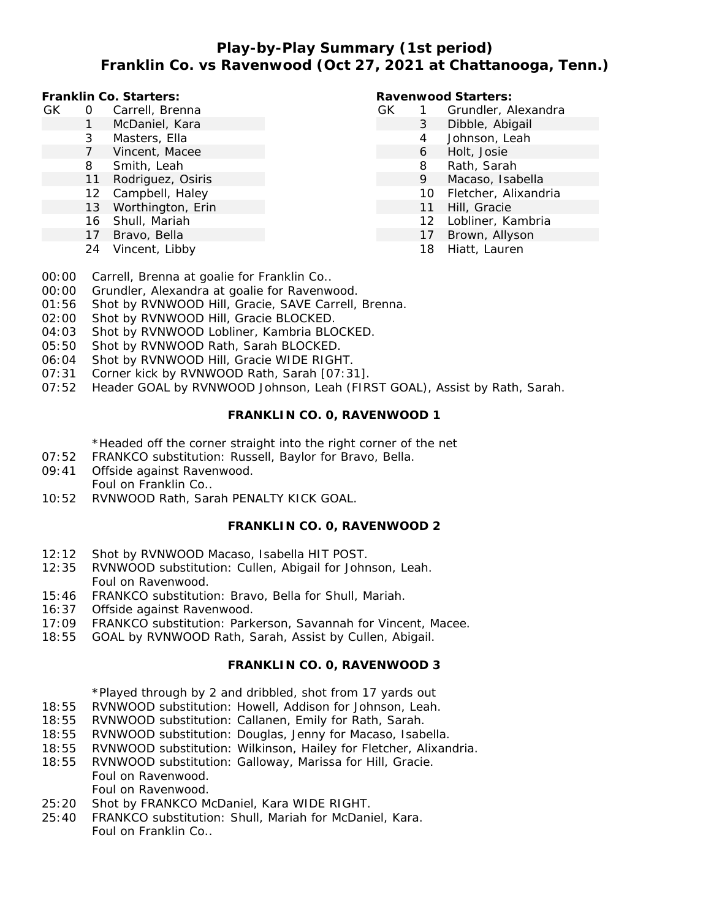# Play-by-Play Summary (1st period)

## Franklin Co. vs Ravenwood (Oct 27, 2021 at Chattanooga, Tenn.)

**Franklin Co. Starters:**

| | | |
|---|---|---|
| GK | 0 | Carrell, Brenna |
| | 1 | McDaniel, Kara |
| | 3 | Masters, Ella |
| | 7 | Vincent, Macee |
| | 8 | Smith, Leah |
| | 11 | Rodriguez, Osiris |
| | 12 | Campbell, Haley |
| | 13 | Worthington, Erin |
| | 16 | Shull, Mariah |
| | 17 | Bravo, Bella |
| | 24 | Vincent, Libby |

**Ravenwood Starters:**

| | | |
|---|---|---|
| GK | 1 | Grundler, Alexandra |
| | 3 | Dibble, Abigail |
| | 4 | Johnson, Leah |
| | 6 | Holt, Josie |
| | 8 | Rath, Sarah |
| | 9 | Macaso, Isabella |
| | 10 | Fletcher, Alixandria |
| | 11 | Hill, Gracie |
| | 12 | Lobliner, Kambria |
| | 17 | Brown, Allyson |
| | 18 | Hiatt, Lauren |

00:00 Carrell, Brenna at goalie for Franklin Co..
00:00 Grundler, Alexandra at goalie for Ravenwood.
01:56 Shot by RVNWOOD Hill, Gracie, SAVE Carrell, Brenna.
02:00 Shot by RVNWOOD Hill, Gracie BLOCKED.
04:03 Shot by RVNWOOD Lobliner, Kambria BLOCKED.
05:50 Shot by RVNWOOD Rath, Sarah BLOCKED.
06:04 Shot by RVNWOOD Hill, Gracie WIDE RIGHT.
07:31 Corner kick by RVNWOOD Rath, Sarah [07:31].
07:52 Header GOAL by RVNWOOD Johnson, Leah (FIRST GOAL), Assist by Rath, Sarah.

**FRANKLIN CO. 0, RAVENWOOD 1**

*Headed off the corner straight into the right corner of the net
07:52 FRANKCO substitution: Russell, Baylor for Bravo, Bella.
09:41 Offside against Ravenwood.
Foul on Franklin Co..
10:52 RVNWOOD Rath, Sarah PENALTY KICK GOAL.

**FRANKLIN CO. 0, RAVENWOOD 2**

12:12 Shot by RVNWOOD Macaso, Isabella HIT POST.
12:35 RVNWOOD substitution: Cullen, Abigail for Johnson, Leah.
Foul on Ravenwood.
15:46 FRANKCO substitution: Bravo, Bella for Shull, Mariah.
16:37 Offside against Ravenwood.
17:09 FRANKCO substitution: Parkerson, Savannah for Vincent, Macee.
18:55 GOAL by RVNWOOD Rath, Sarah, Assist by Cullen, Abigail.

**FRANKLIN CO. 0, RAVENWOOD 3**

*Played through by 2 and dribbled, shot from 17 yards out
18:55 RVNWOOD substitution: Howell, Addison for Johnson, Leah.
18:55 RVNWOOD substitution: Callanen, Emily for Rath, Sarah.
18:55 RVNWOOD substitution: Douglas, Jenny for Macaso, Isabella.
18:55 RVNWOOD substitution: Wilkinson, Hailey for Fletcher, Alixandria.
18:55 RVNWOOD substitution: Galloway, Marissa for Hill, Gracie.
Foul on Ravenwood.
Foul on Ravenwood.
25:20 Shot by FRANKCO McDaniel, Kara WIDE RIGHT.
25:40 FRANKCO substitution: Shull, Mariah for McDaniel, Kara.
Foul on Franklin Co..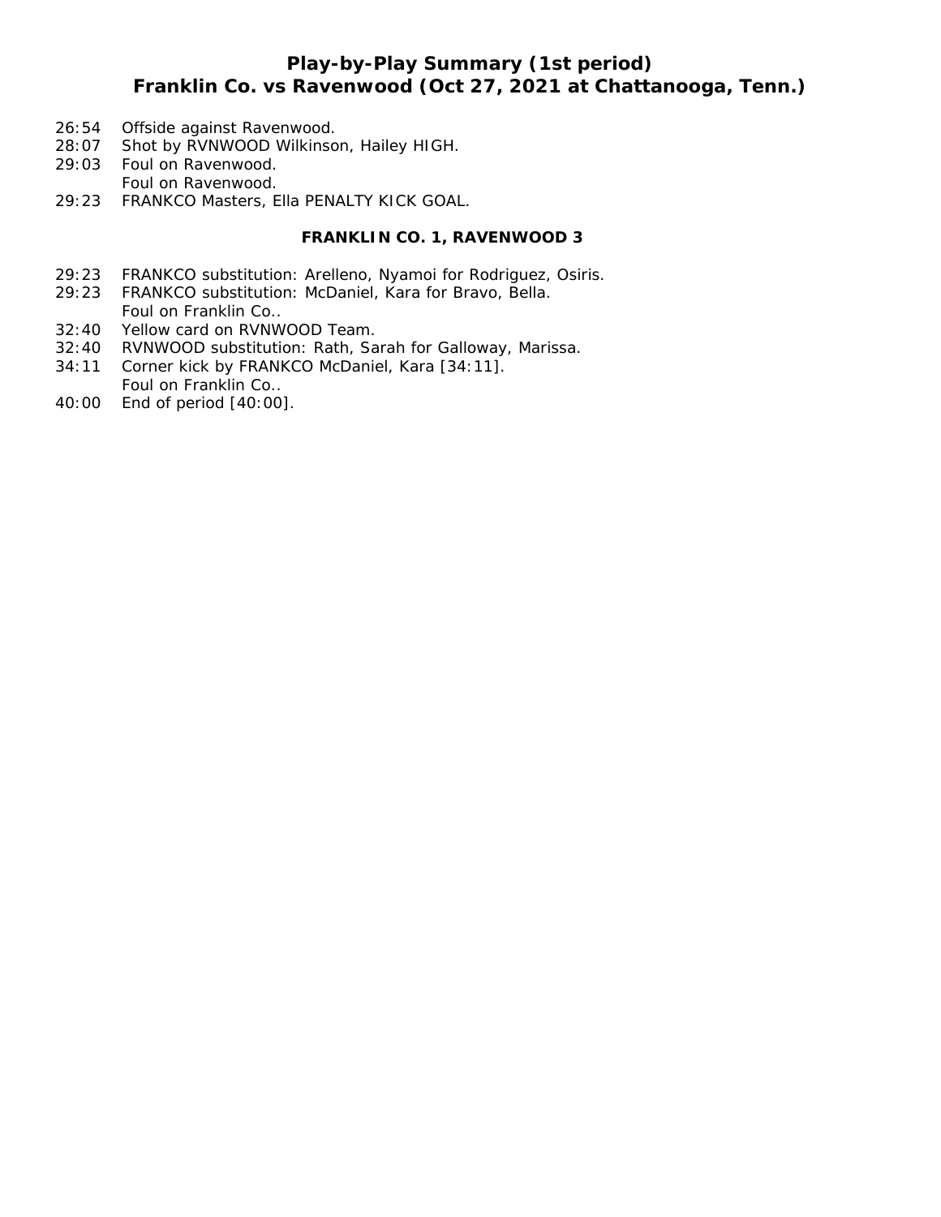## Play-by-Play Summary (1st period)
## Franklin Co. vs Ravenwood (Oct 27, 2021 at Chattanooga, Tenn.)

26:54 Offside against Ravenwood.
28:07 Shot by RVNWOOD Wilkinson, Hailey HIGH.
29:03 Foul on Ravenwood.
Foul on Ravenwood.
29:23 FRANKCO Masters, Ella PENALTY KICK GOAL.

**FRANKLIN CO. 1, RAVENWOOD 3**

29:23 FRANKCO substitution: Arelleno, Nyamoi for Rodriguez, Osiris.
29:23 FRANKCO substitution: McDaniel, Kara for Bravo, Bella.
Foul on Franklin Co..
32:40 Yellow card on RVNWOOD Team.
32:40 RVNWOOD substitution: Rath, Sarah for Galloway, Marissa.
34:11 Corner kick by FRANKCO McDaniel, Kara [34:11].
Foul on Franklin Co..
40:00 End of period [40:00].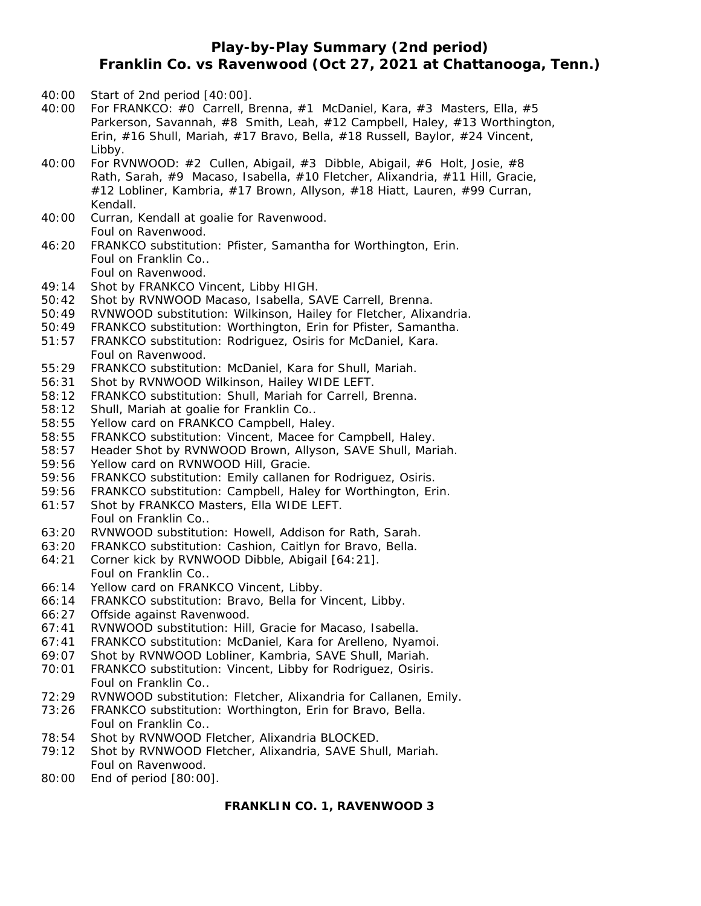## Play-by-Play Summary (2nd period)
## Franklin Co. vs Ravenwood (Oct 27, 2021 at Chattanooga, Tenn.)

40:00 Start of 2nd period [40:00].
40:00 For FRANKCO: #0 Carrell, Brenna, #1 McDaniel, Kara, #3 Masters, Ella, #5 Parkerson, Savannah, #8 Smith, Leah, #12 Campbell, Haley, #13 Worthington, Erin, #16 Shull, Mariah, #17 Bravo, Bella, #18 Russell, Baylor, #24 Vincent, Libby.
40:00 For RVNWOOD: #2 Cullen, Abigail, #3 Dibble, Abigail, #6 Holt, Josie, #8 Rath, Sarah, #9 Macaso, Isabella, #10 Fletcher, Alixandria, #11 Hill, Gracie, #12 Lobliner, Kambria, #17 Brown, Allyson, #18 Hiatt, Lauren, #99 Curran, Kendall.
40:00 Curran, Kendall at goalie for Ravenwood.
Foul on Ravenwood.
46:20 FRANKCO substitution: Pfister, Samantha for Worthington, Erin.
Foul on Franklin Co..
Foul on Ravenwood.
49:14 Shot by FRANKCO Vincent, Libby HIGH.
50:42 Shot by RVNWOOD Macaso, Isabella, SAVE Carrell, Brenna.
50:49 RVNWOOD substitution: Wilkinson, Hailey for Fletcher, Alixandria.
50:49 FRANKCO substitution: Worthington, Erin for Pfister, Samantha.
51:57 FRANKCO substitution: Rodriguez, Osiris for McDaniel, Kara.
Foul on Ravenwood.
55:29 FRANKCO substitution: McDaniel, Kara for Shull, Mariah.
56:31 Shot by RVNWOOD Wilkinson, Hailey WIDE LEFT.
58:12 FRANKCO substitution: Shull, Mariah for Carrell, Brenna.
58:12 Shull, Mariah at goalie for Franklin Co..
58:55 Yellow card on FRANKCO Campbell, Haley.
58:55 FRANKCO substitution: Vincent, Macee for Campbell, Haley.
58:57 Header Shot by RVNWOOD Brown, Allyson, SAVE Shull, Mariah.
59:56 Yellow card on RVNWOOD Hill, Gracie.
59:56 FRANKCO substitution: Emily callanen for Rodriguez, Osiris.
59:56 FRANKCO substitution: Campbell, Haley for Worthington, Erin.
61:57 Shot by FRANKCO Masters, Ella WIDE LEFT.
Foul on Franklin Co..
63:20 RVNWOOD substitution: Howell, Addison for Rath, Sarah.
63:20 FRANKCO substitution: Cashion, Caitlyn for Bravo, Bella.
64:21 Corner kick by RVNWOOD Dibble, Abigail [64:21].
Foul on Franklin Co..
66:14 Yellow card on FRANKCO Vincent, Libby.
66:14 FRANKCO substitution: Bravo, Bella for Vincent, Libby.
66:27 Offside against Ravenwood.
67:41 RVNWOOD substitution: Hill, Gracie for Macaso, Isabella.
67:41 FRANKCO substitution: McDaniel, Kara for Arelleno, Nyamoi.
69:07 Shot by RVNWOOD Lobliner, Kambria, SAVE Shull, Mariah.
70:01 FRANKCO substitution: Vincent, Libby for Rodriguez, Osiris.
Foul on Franklin Co..
72:29 RVNWOOD substitution: Fletcher, Alixandria for Callanen, Emily.
73:26 FRANKCO substitution: Worthington, Erin for Bravo, Bella.
Foul on Franklin Co..
78:54 Shot by RVNWOOD Fletcher, Alixandria BLOCKED.
79:12 Shot by RVNWOOD Fletcher, Alixandria, SAVE Shull, Mariah.
Foul on Ravenwood.
80:00 End of period [80:00].

**FRANKLIN CO. 1, RAVENWOOD 3**